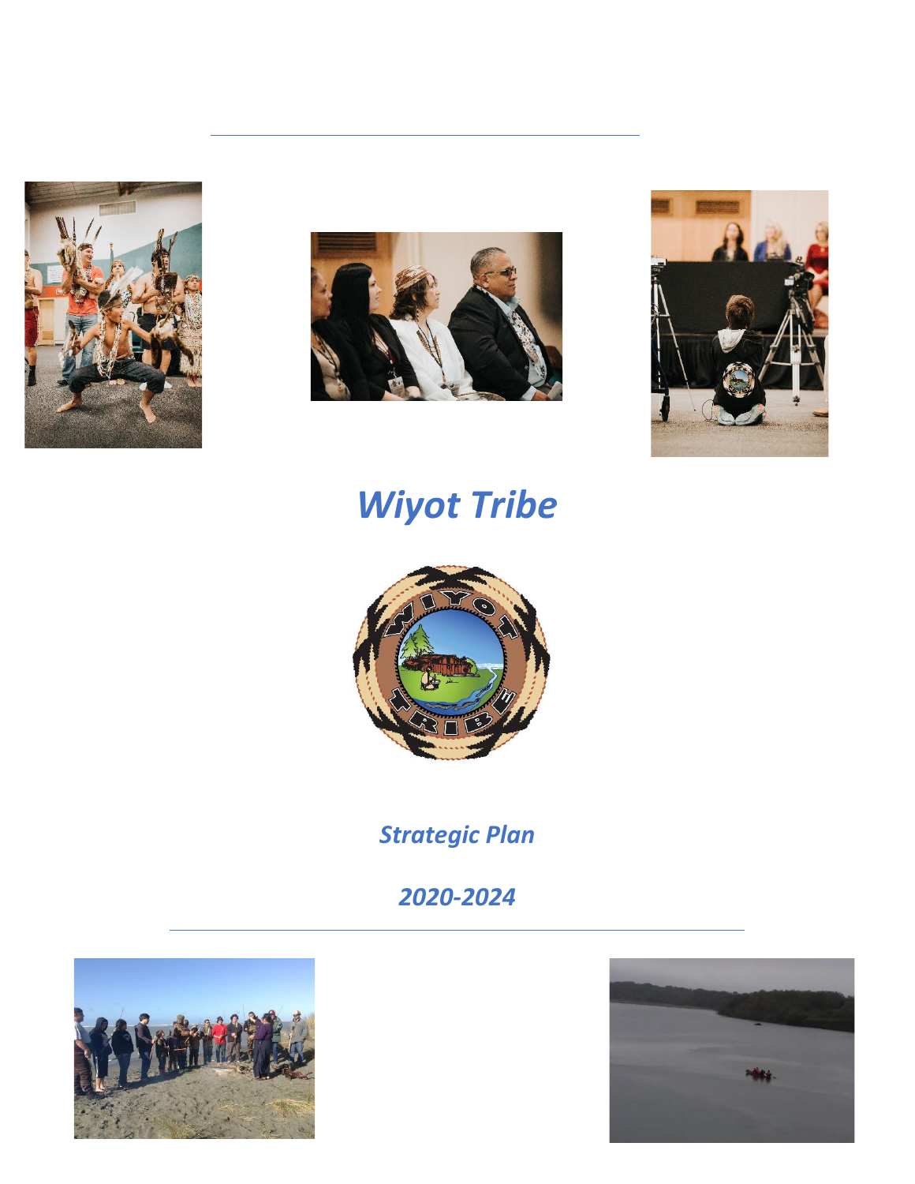# *Wiyot Tribe*

*Strategic Plan*

*2020-2024*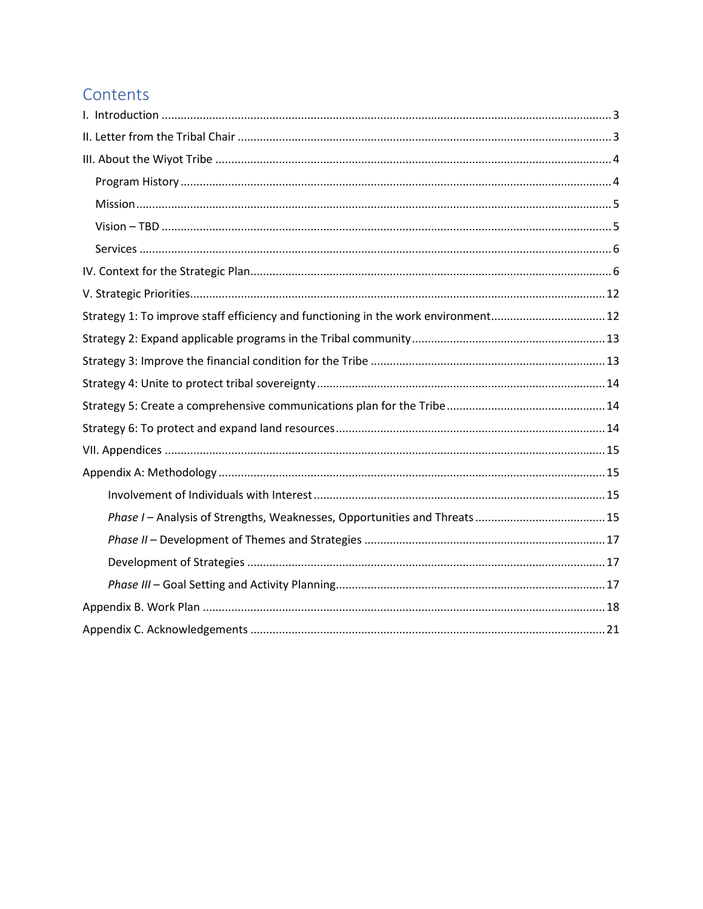# Contents

- I. Introduction ... 3
- II. Letter from the Tribal Chair ... 3
- III. About the Wiyot Tribe ... 4
  - Program History ... 4
  - Mission ... 5
  - Vision – TBD ... 5
  - Services ... 6
- IV. Context for the Strategic Plan ... 6
- V. Strategic Priorities ... 12
- Strategy 1: To improve staff efficiency and functioning in the work environment ... 12
- Strategy 2: Expand applicable programs in the Tribal community ... 13
- Strategy 3: Improve the financial condition for the Tribe ... 13
- Strategy 4: Unite to protect tribal sovereignty ... 14
- Strategy 5: Create a comprehensive communications plan for the Tribe ... 14
- Strategy 6: To protect and expand land resources ... 14
- VII. Appendices ... 15
- Appendix A: Methodology ... 15
  - Involvement of Individuals with Interest ... 15
  - *Phase I* – Analysis of Strengths, Weaknesses, Opportunities and Threats ... 15
  - *Phase II* – Development of Themes and Strategies ... 17
  - Development of Strategies ... 17
  - *Phase III* – Goal Setting and Activity Planning ... 17
- Appendix B. Work Plan ... 18
- Appendix C. Acknowledgements ... 21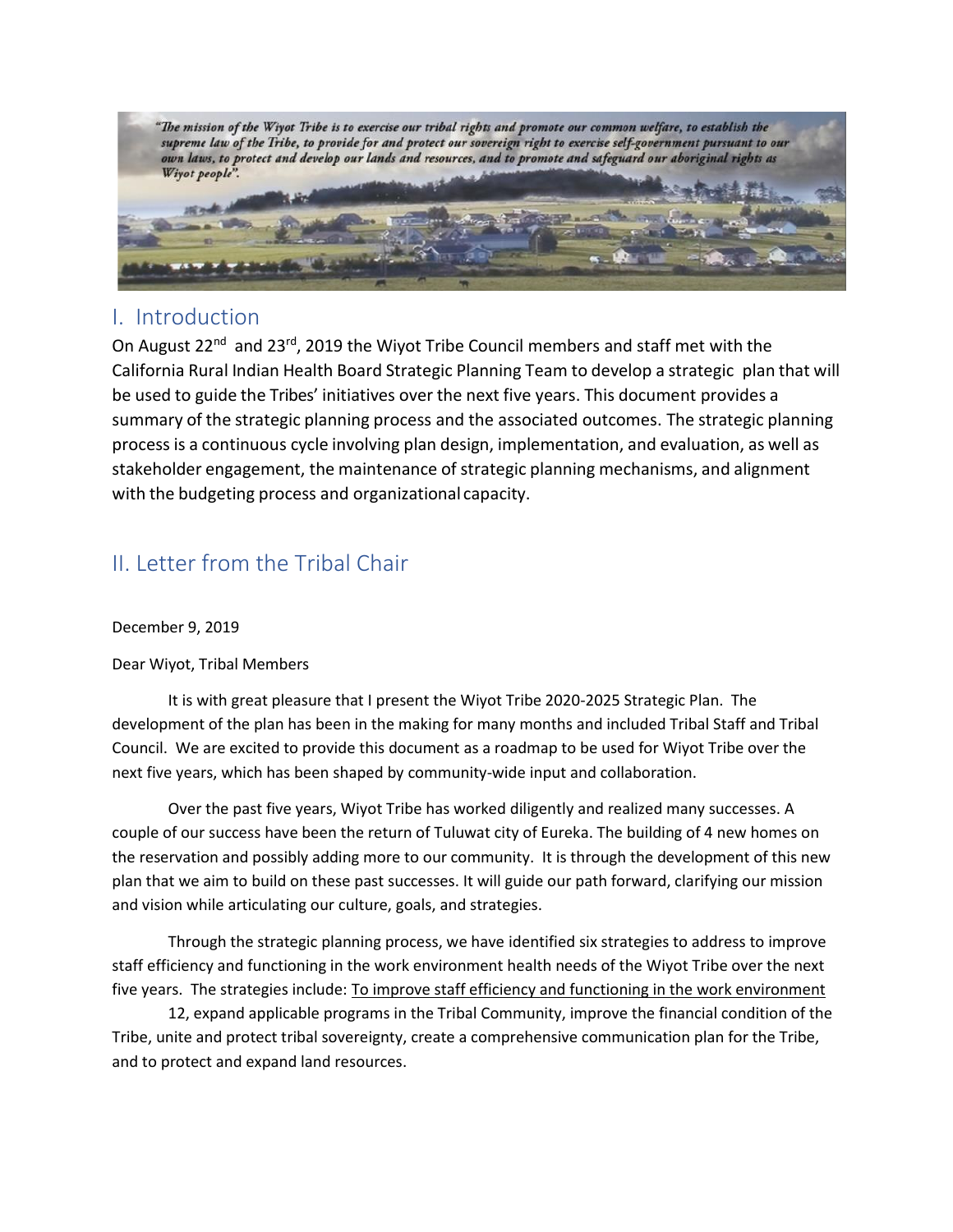"The mission of the Wiyot Tribe is to exercise our tribal rights and promote our common welfare, to establish the supreme law of the Tribe, to provide for and protect our sovereign right to exercise self-government pursuant to our own laws, to protect and develop our lands and resources, and to promote and safeguard our aboriginal rights as Wiyot people".

## I. Introduction

On August 22nd and 23rd, 2019 the Wiyot Tribe Council members and staff met with the California Rural Indian Health Board Strategic Planning Team to develop a strategic plan that will be used to guide the Tribes' initiatives over the next five years. This document provides a summary of the strategic planning process and the associated outcomes. The strategic planning process is a continuous cycle involving plan design, implementation, and evaluation, as well as stakeholder engagement, the maintenance of strategic planning mechanisms, and alignment with the budgeting process and organizational capacity.

## II. Letter from the Tribal Chair

December 9, 2019

Dear Wiyot, Tribal Members

It is with great pleasure that I present the Wiyot Tribe 2020-2025 Strategic Plan. The development of the plan has been in the making for many months and included Tribal Staff and Tribal Council. We are excited to provide this document as a roadmap to be used for Wiyot Tribe over the next five years, which has been shaped by community-wide input and collaboration.

Over the past five years, Wiyot Tribe has worked diligently and realized many successes. A couple of our success have been the return of Tuluwat city of Eureka. The building of 4 new homes on the reservation and possibly adding more to our community. It is through the development of this new plan that we aim to build on these past successes. It will guide our path forward, clarifying our mission and vision while articulating our culture, goals, and strategies.

Through the strategic planning process, we have identified six strategies to address to improve staff efficiency and functioning in the work environment health needs of the Wiyot Tribe over the next five years. The strategies include: <u>To improve staff efficiency and functioning in the work environment</u>

12, expand applicable programs in the Tribal Community, improve the financial condition of the Tribe, unite and protect tribal sovereignty, create a comprehensive communication plan for the Tribe, and to protect and expand land resources.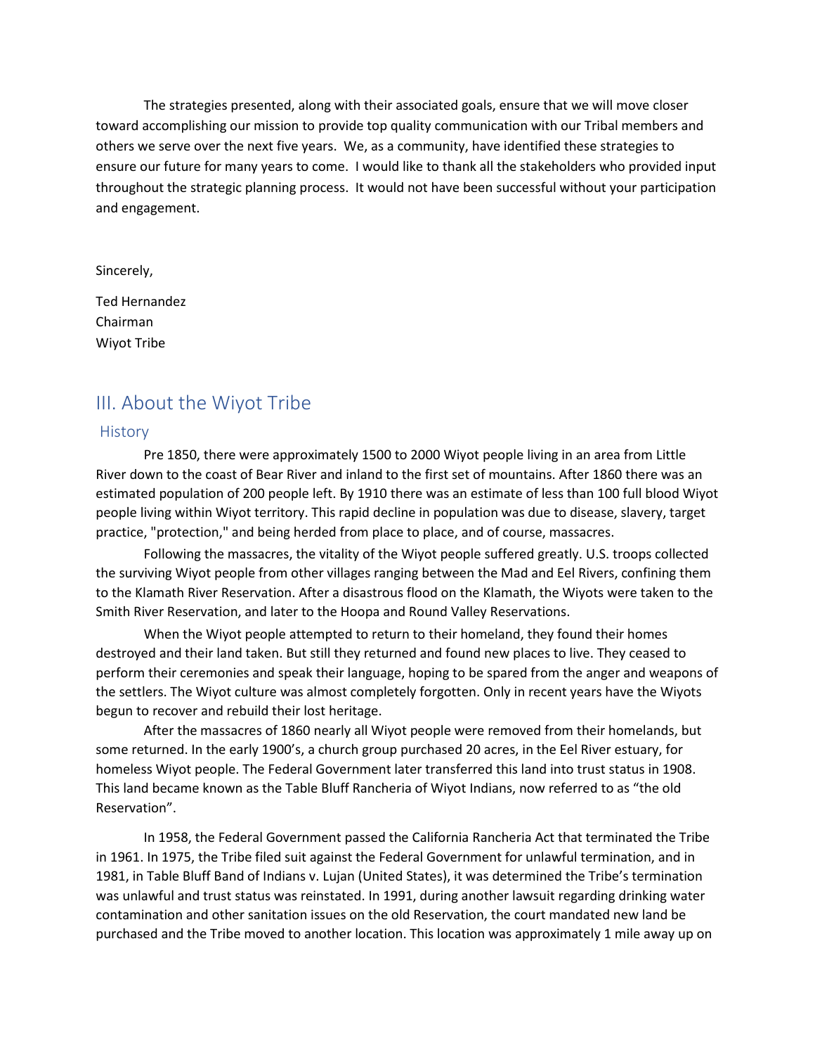The strategies presented, along with their associated goals, ensure that we will move closer toward accomplishing our mission to provide top quality communication with our Tribal members and others we serve over the next five years. We, as a community, have identified these strategies to ensure our future for many years to come. I would like to thank all the stakeholders who provided input throughout the strategic planning process. It would not have been successful without your participation and engagement.

Sincerely,

Ted Hernandez
Chairman
Wiyot Tribe

## III. About the Wiyot Tribe

### History

Pre 1850, there were approximately 1500 to 2000 Wiyot people living in an area from Little River down to the coast of Bear River and inland to the first set of mountains. After 1860 there was an estimated population of 200 people left. By 1910 there was an estimate of less than 100 full blood Wiyot people living within Wiyot territory. This rapid decline in population was due to disease, slavery, target practice, "protection," and being herded from place to place, and of course, massacres.

Following the massacres, the vitality of the Wiyot people suffered greatly. U.S. troops collected the surviving Wiyot people from other villages ranging between the Mad and Eel Rivers, confining them to the Klamath River Reservation. After a disastrous flood on the Klamath, the Wiyots were taken to the Smith River Reservation, and later to the Hoopa and Round Valley Reservations.

When the Wiyot people attempted to return to their homeland, they found their homes destroyed and their land taken. But still they returned and found new places to live. They ceased to perform their ceremonies and speak their language, hoping to be spared from the anger and weapons of the settlers. The Wiyot culture was almost completely forgotten. Only in recent years have the Wiyots begun to recover and rebuild their lost heritage.

After the massacres of 1860 nearly all Wiyot people were removed from their homelands, but some returned. In the early 1900's, a church group purchased 20 acres, in the Eel River estuary, for homeless Wiyot people. The Federal Government later transferred this land into trust status in 1908. This land became known as the Table Bluff Rancheria of Wiyot Indians, now referred to as "the old Reservation".

In 1958, the Federal Government passed the California Rancheria Act that terminated the Tribe in 1961. In 1975, the Tribe filed suit against the Federal Government for unlawful termination, and in 1981, in Table Bluff Band of Indians v. Lujan (United States), it was determined the Tribe's termination was unlawful and trust status was reinstated. In 1991, during another lawsuit regarding drinking water contamination and other sanitation issues on the old Reservation, the court mandated new land be purchased and the Tribe moved to another location. This location was approximately 1 mile away up on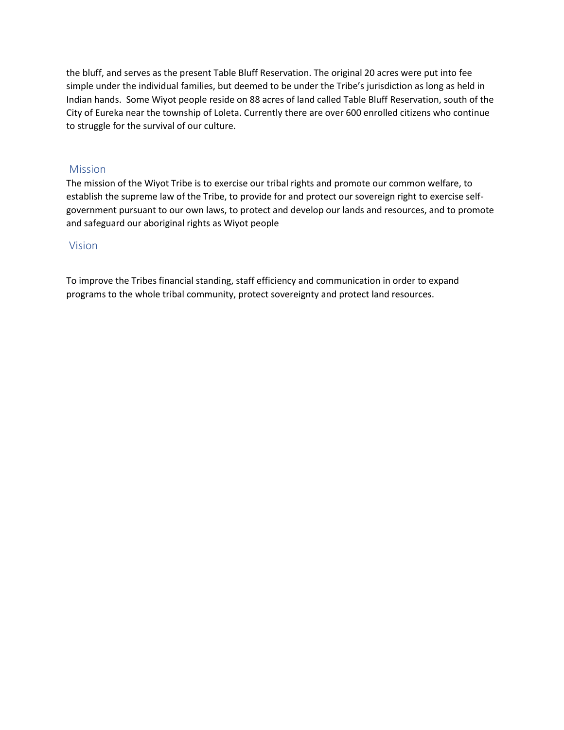the bluff, and serves as the present Table Bluff Reservation. The original 20 acres were put into fee simple under the individual families, but deemed to be under the Tribe's jurisdiction as long as held in Indian hands. Some Wiyot people reside on 88 acres of land called Table Bluff Reservation, south of the City of Eureka near the township of Loleta. Currently there are over 600 enrolled citizens who continue to struggle for the survival of our culture.

## Mission

The mission of the Wiyot Tribe is to exercise our tribal rights and promote our common welfare, to establish the supreme law of the Tribe, to provide for and protect our sovereign right to exercise self-government pursuant to our own laws, to protect and develop our lands and resources, and to promote and safeguard our aboriginal rights as Wiyot people

## Vision

To improve the Tribes financial standing, staff efficiency and communication in order to expand programs to the whole tribal community, protect sovereignty and protect land resources.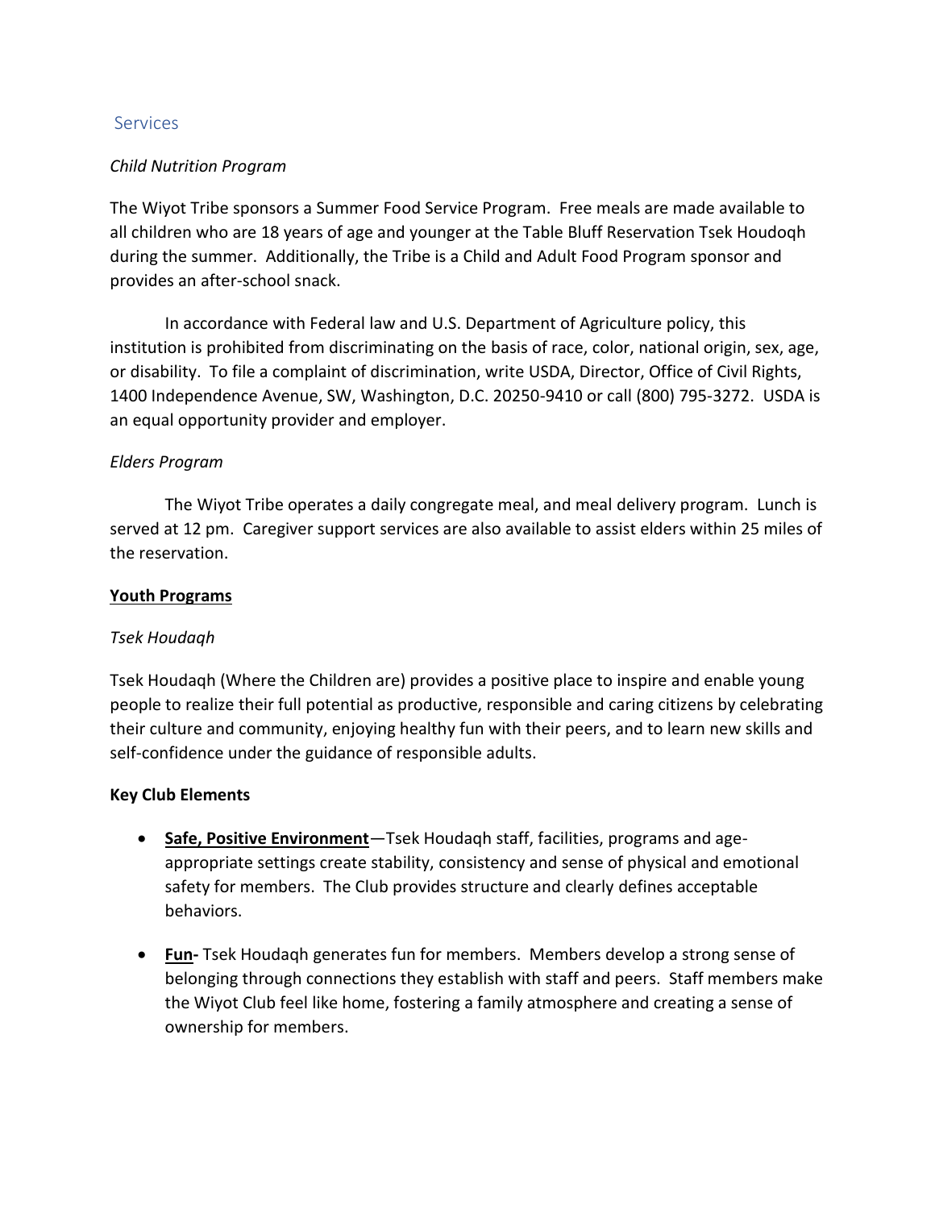## Services

*Child Nutrition Program*

The Wiyot Tribe sponsors a Summer Food Service Program. Free meals are made available to all children who are 18 years of age and younger at the Table Bluff Reservation Tsek Houdoqh during the summer. Additionally, the Tribe is a Child and Adult Food Program sponsor and provides an after-school snack.

In accordance with Federal law and U.S. Department of Agriculture policy, this institution is prohibited from discriminating on the basis of race, color, national origin, sex, age, or disability. To file a complaint of discrimination, write USDA, Director, Office of Civil Rights, 1400 Independence Avenue, SW, Washington, D.C. 20250-9410 or call (800) 795-3272. USDA is an equal opportunity provider and employer.

*Elders Program*

The Wiyot Tribe operates a daily congregate meal, and meal delivery program. Lunch is served at 12 pm. Caregiver support services are also available to assist elders within 25 miles of the reservation.

**Youth Programs**

*Tsek Houdaqh*

Tsek Houdaqh (Where the Children are) provides a positive place to inspire and enable young people to realize their full potential as productive, responsible and caring citizens by celebrating their culture and community, enjoying healthy fun with their peers, and to learn new skills and self-confidence under the guidance of responsible adults.

**Key Club Elements**

- **Safe, Positive Environment**—Tsek Houdaqh staff, facilities, programs and age-appropriate settings create stability, consistency and sense of physical and emotional safety for members. The Club provides structure and clearly defines acceptable behaviors.
- **Fun-** Tsek Houdaqh generates fun for members. Members develop a strong sense of belonging through connections they establish with staff and peers. Staff members make the Wiyot Club feel like home, fostering a family atmosphere and creating a sense of ownership for members.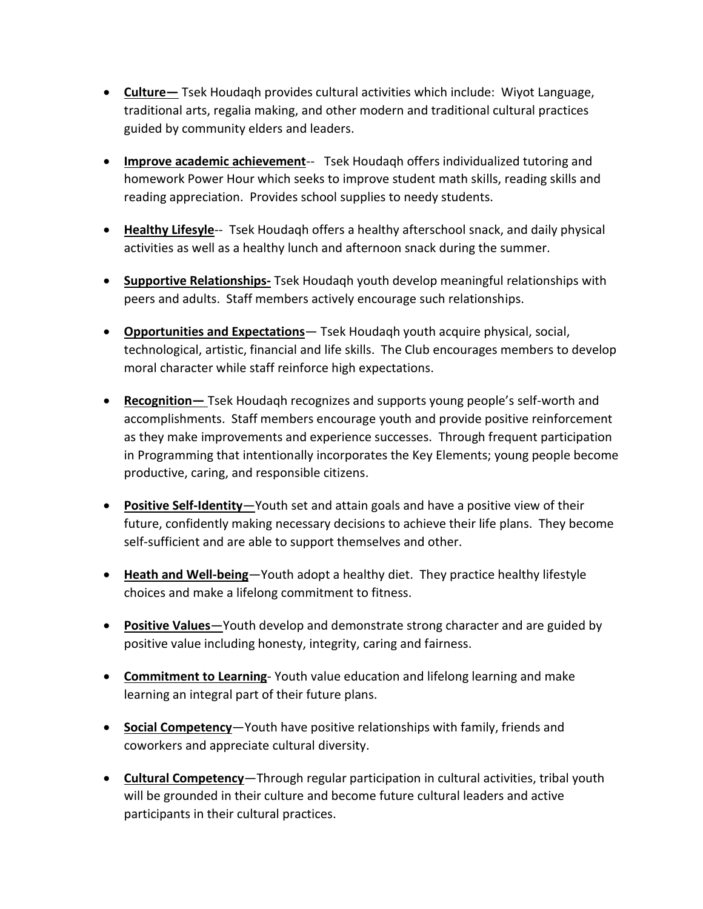- **<u>Culture—</u>** Tsek Houdaqh provides cultural activities which include: Wiyot Language, traditional arts, regalia making, and other modern and traditional cultural practices guided by community elders and leaders.

- **<u>Improve academic achievement</u>**-- Tsek Houdaqh offers individualized tutoring and homework Power Hour which seeks to improve student math skills, reading skills and reading appreciation. Provides school supplies to needy students.

- **<u>Healthy Lifesyle</u>**-- Tsek Houdaqh offers a healthy afterschool snack, and daily physical activities as well as a healthy lunch and afternoon snack during the summer.

- **<u>Supportive Relationships-</u>** Tsek Houdaqh youth develop meaningful relationships with peers and adults. Staff members actively encourage such relationships.

- **<u>Opportunities and Expectations</u>**— Tsek Houdaqh youth acquire physical, social, technological, artistic, financial and life skills. The Club encourages members to develop moral character while staff reinforce high expectations.

- **<u>Recognition—</u>** Tsek Houdaqh recognizes and supports young people's self-worth and accomplishments. Staff members encourage youth and provide positive reinforcement as they make improvements and experience successes. Through frequent participation in Programming that intentionally incorporates the Key Elements; young people become productive, caring, and responsible citizens.

- **<u>Positive Self-Identity</u>**—Youth set and attain goals and have a positive view of their future, confidently making necessary decisions to achieve their life plans. They become self-sufficient and are able to support themselves and other.

- **<u>Heath and Well-being</u>**—Youth adopt a healthy diet. They practice healthy lifestyle choices and make a lifelong commitment to fitness.

- **<u>Positive Values</u>**—Youth develop and demonstrate strong character and are guided by positive value including honesty, integrity, caring and fairness.

- **<u>Commitment to Learning</u>**- Youth value education and lifelong learning and make learning an integral part of their future plans.

- **<u>Social Competency</u>**—Youth have positive relationships with family, friends and coworkers and appreciate cultural diversity.

- **<u>Cultural Competency</u>**—Through regular participation in cultural activities, tribal youth will be grounded in their culture and become future cultural leaders and active participants in their cultural practices.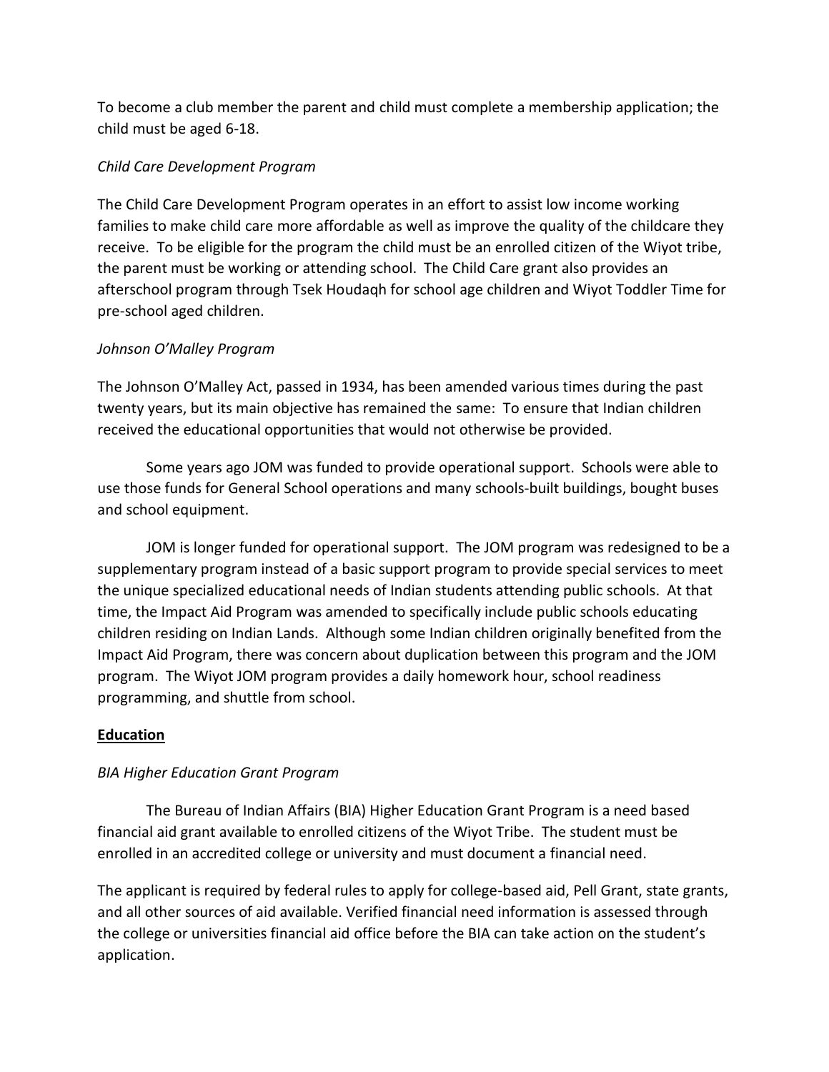To become a club member the parent and child must complete a membership application; the child must be aged 6-18.

*Child Care Development Program*

The Child Care Development Program operates in an effort to assist low income working families to make child care more affordable as well as improve the quality of the childcare they receive. To be eligible for the program the child must be an enrolled citizen of the Wiyot tribe, the parent must be working or attending school. The Child Care grant also provides an afterschool program through Tsek Houdaqh for school age children and Wiyot Toddler Time for pre-school aged children.

*Johnson O'Malley Program*

The Johnson O'Malley Act, passed in 1934, has been amended various times during the past twenty years, but its main objective has remained the same: To ensure that Indian children received the educational opportunities that would not otherwise be provided.

Some years ago JOM was funded to provide operational support. Schools were able to use those funds for General School operations and many schools-built buildings, bought buses and school equipment.

JOM is longer funded for operational support. The JOM program was redesigned to be a supplementary program instead of a basic support program to provide special services to meet the unique specialized educational needs of Indian students attending public schools. At that time, the Impact Aid Program was amended to specifically include public schools educating children residing on Indian Lands. Although some Indian children originally benefited from the Impact Aid Program, there was concern about duplication between this program and the JOM program. The Wiyot JOM program provides a daily homework hour, school readiness programming, and shuttle from school.

## Education

*BIA Higher Education Grant Program*

The Bureau of Indian Affairs (BIA) Higher Education Grant Program is a need based financial aid grant available to enrolled citizens of the Wiyot Tribe. The student must be enrolled in an accredited college or university and must document a financial need.

The applicant is required by federal rules to apply for college-based aid, Pell Grant, state grants, and all other sources of aid available. Verified financial need information is assessed through the college or universities financial aid office before the BIA can take action on the student's application.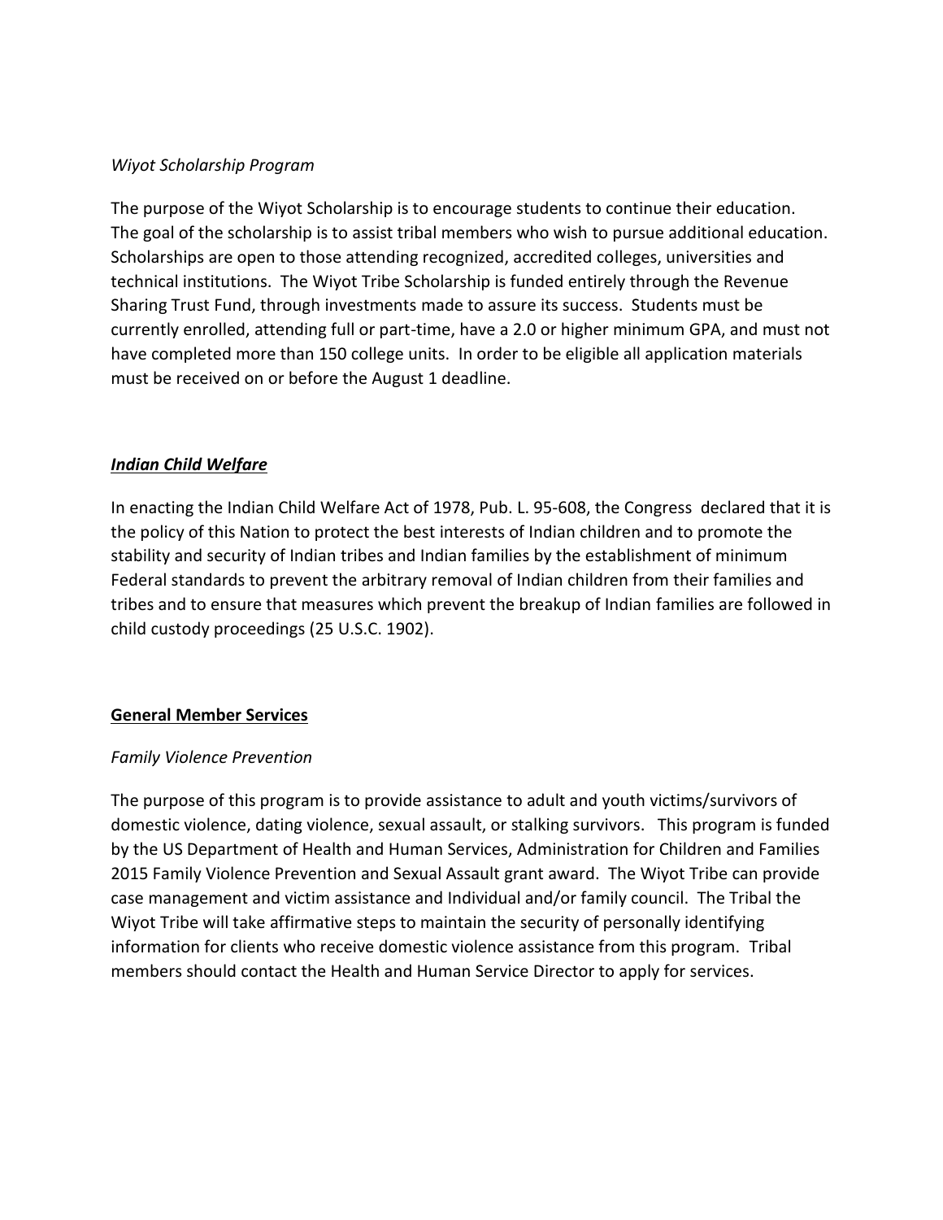*Wiyot Scholarship Program*

The purpose of the Wiyot Scholarship is to encourage students to continue their education. The goal of the scholarship is to assist tribal members who wish to pursue additional education. Scholarships are open to those attending recognized, accredited colleges, universities and technical institutions. The Wiyot Tribe Scholarship is funded entirely through the Revenue Sharing Trust Fund, through investments made to assure its success. Students must be currently enrolled, attending full or part-time, have a 2.0 or higher minimum GPA, and must not have completed more than 150 college units. In order to be eligible all application materials must be received on or before the August 1 deadline.

## ***Indian Child Welfare***

In enacting the Indian Child Welfare Act of 1978, Pub. L. 95-608, the Congress declared that it is the policy of this Nation to protect the best interests of Indian children and to promote the stability and security of Indian tribes and Indian families by the establishment of minimum Federal standards to prevent the arbitrary removal of Indian children from their families and tribes and to ensure that measures which prevent the breakup of Indian families are followed in child custody proceedings (25 U.S.C. 1902).

## **General Member Services**

*Family Violence Prevention*

The purpose of this program is to provide assistance to adult and youth victims/survivors of domestic violence, dating violence, sexual assault, or stalking survivors. This program is funded by the US Department of Health and Human Services, Administration for Children and Families 2015 Family Violence Prevention and Sexual Assault grant award. The Wiyot Tribe can provide case management and victim assistance and Individual and/or family council. The Tribal the Wiyot Tribe will take affirmative steps to maintain the security of personally identifying information for clients who receive domestic violence assistance from this program. Tribal members should contact the Health and Human Service Director to apply for services.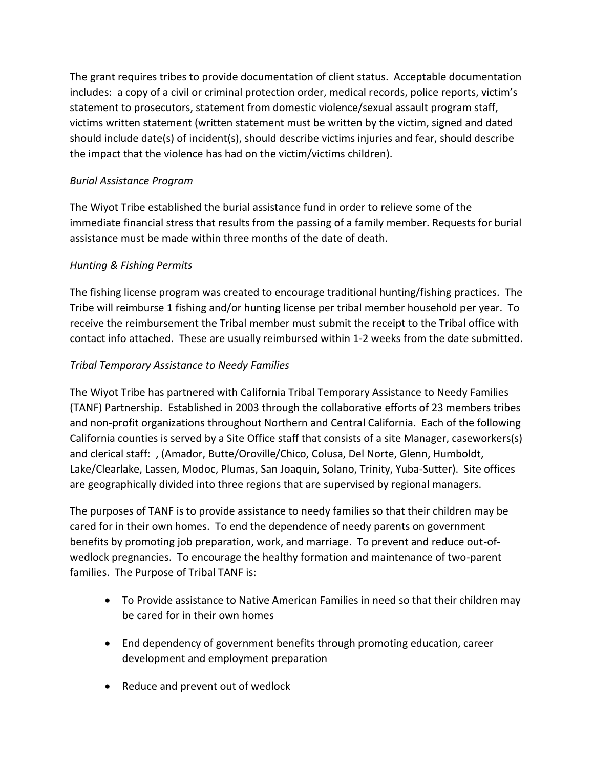The grant requires tribes to provide documentation of client status. Acceptable documentation includes: a copy of a civil or criminal protection order, medical records, police reports, victim's statement to prosecutors, statement from domestic violence/sexual assault program staff, victims written statement (written statement must be written by the victim, signed and dated should include date(s) of incident(s), should describe victims injuries and fear, should describe the impact that the violence has had on the victim/victims children).

*Burial Assistance Program*

The Wiyot Tribe established the burial assistance fund in order to relieve some of the immediate financial stress that results from the passing of a family member. Requests for burial assistance must be made within three months of the date of death.

*Hunting & Fishing Permits*

The fishing license program was created to encourage traditional hunting/fishing practices. The Tribe will reimburse 1 fishing and/or hunting license per tribal member household per year. To receive the reimbursement the Tribal member must submit the receipt to the Tribal office with contact info attached. These are usually reimbursed within 1-2 weeks from the date submitted.

*Tribal Temporary Assistance to Needy Families*

The Wiyot Tribe has partnered with California Tribal Temporary Assistance to Needy Families (TANF) Partnership. Established in 2003 through the collaborative efforts of 23 members tribes and non-profit organizations throughout Northern and Central California. Each of the following California counties is served by a Site Office staff that consists of a site Manager, caseworkers(s) and clerical staff: , (Amador, Butte/Oroville/Chico, Colusa, Del Norte, Glenn, Humboldt, Lake/Clearlake, Lassen, Modoc, Plumas, San Joaquin, Solano, Trinity, Yuba-Sutter). Site offices are geographically divided into three regions that are supervised by regional managers.

The purposes of TANF is to provide assistance to needy families so that their children may be cared for in their own homes. To end the dependence of needy parents on government benefits by promoting job preparation, work, and marriage. To prevent and reduce out-of-wedlock pregnancies. To encourage the healthy formation and maintenance of two-parent families. The Purpose of Tribal TANF is:

- To Provide assistance to Native American Families in need so that their children may be cared for in their own homes
- End dependency of government benefits through promoting education, career development and employment preparation
- Reduce and prevent out of wedlock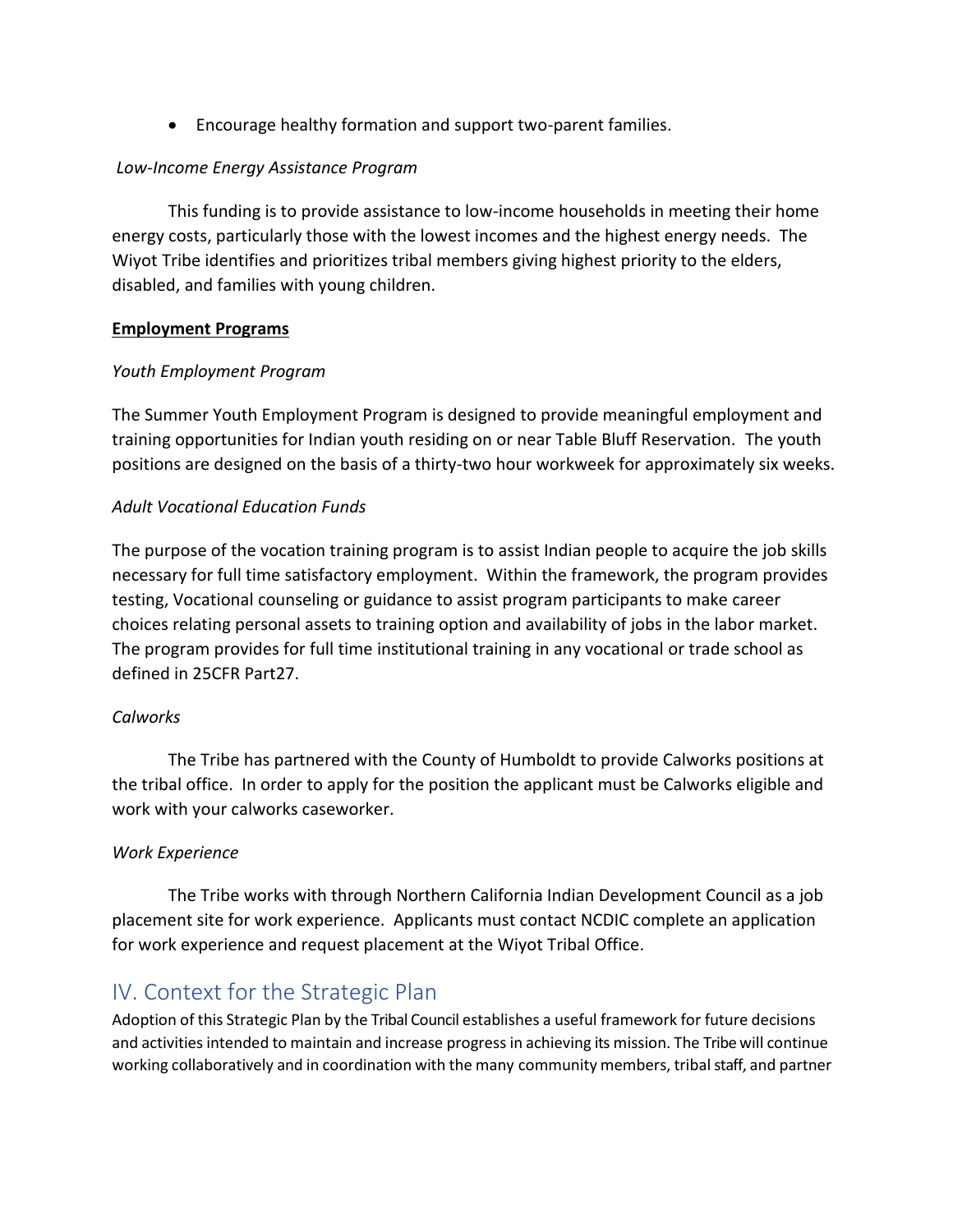- Encourage healthy formation and support two-parent families.

*Low-Income Energy Assistance Program*

This funding is to provide assistance to low-income households in meeting their home energy costs, particularly those with the lowest incomes and the highest energy needs. The Wiyot Tribe identifies and prioritizes tribal members giving highest priority to the elders, disabled, and families with young children.

**Employment Programs**

*Youth Employment Program*

The Summer Youth Employment Program is designed to provide meaningful employment and training opportunities for Indian youth residing on or near Table Bluff Reservation. The youth positions are designed on the basis of a thirty-two hour workweek for approximately six weeks.

*Adult Vocational Education Funds*

The purpose of the vocation training program is to assist Indian people to acquire the job skills necessary for full time satisfactory employment. Within the framework, the program provides testing, Vocational counseling or guidance to assist program participants to make career choices relating personal assets to training option and availability of jobs in the labor market. The program provides for full time institutional training in any vocational or trade school as defined in 25CFR Part27.

*Calworks*

The Tribe has partnered with the County of Humboldt to provide Calworks positions at the tribal office. In order to apply for the position the applicant must be Calworks eligible and work with your calworks caseworker.

*Work Experience*

The Tribe works with through Northern California Indian Development Council as a job placement site for work experience. Applicants must contact NCDIC complete an application for work experience and request placement at the Wiyot Tribal Office.

## IV. Context for the Strategic Plan

Adoption of this Strategic Plan by the Tribal Council establishes a useful framework for future decisions and activities intended to maintain and increase progress in achieving its mission. The Tribe will continue working collaboratively and in coordination with the many community members, tribal staff, and partner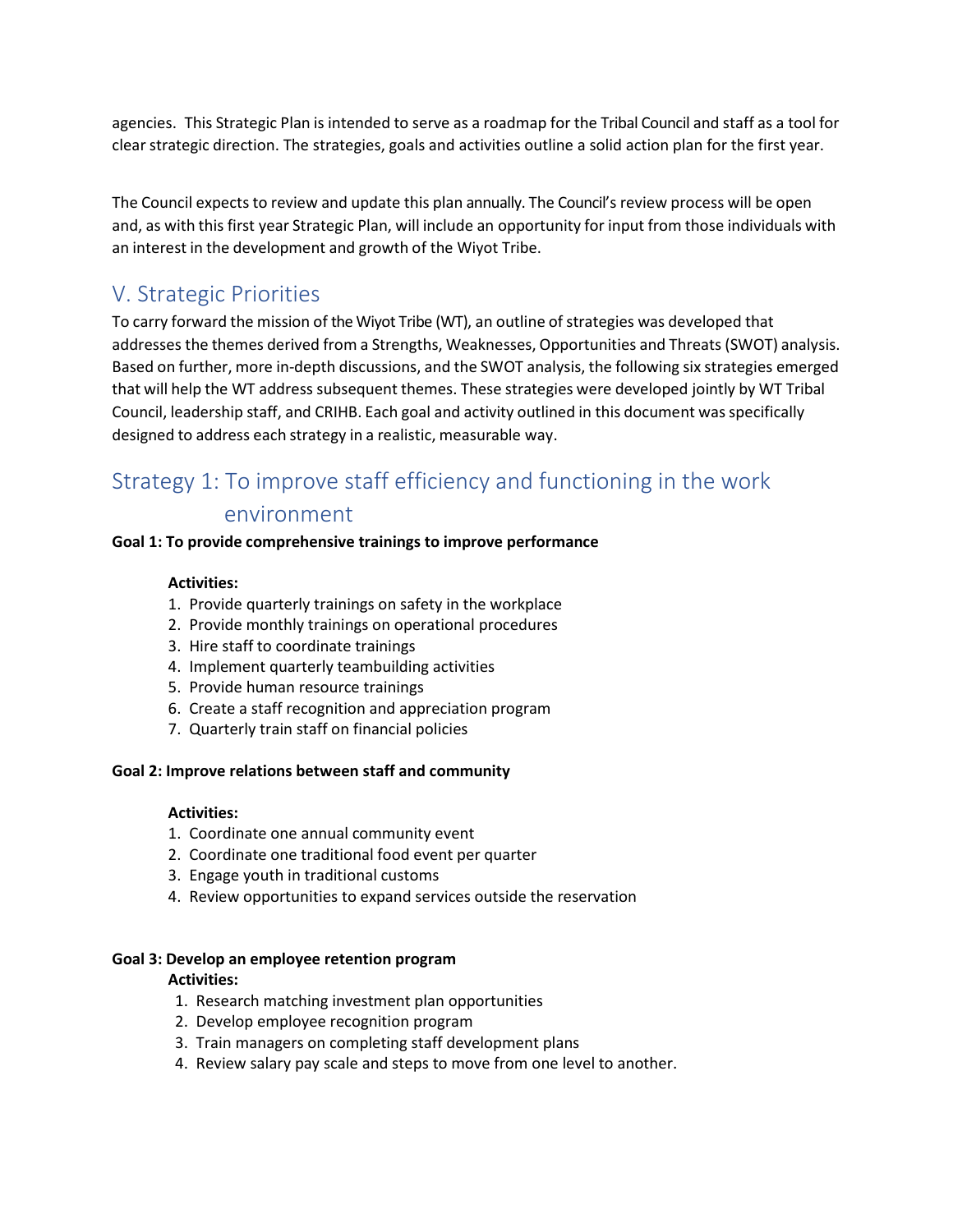agencies. This Strategic Plan is intended to serve as a roadmap for the Tribal Council and staff as a tool for clear strategic direction. The strategies, goals and activities outline a solid action plan for the first year.

The Council expects to review and update this plan annually. The Council's review process will be open and, as with this first year Strategic Plan, will include an opportunity for input from those individuals with an interest in the development and growth of the Wiyot Tribe.

## V. Strategic Priorities

To carry forward the mission of the Wiyot Tribe (WT), an outline of strategies was developed that addresses the themes derived from a Strengths, Weaknesses, Opportunities and Threats (SWOT) analysis. Based on further, more in-depth discussions, and the SWOT analysis, the following six strategies emerged that will help the WT address subsequent themes. These strategies were developed jointly by WT Tribal Council, leadership staff, and CRIHB. Each goal and activity outlined in this document was specifically designed to address each strategy in a realistic, measurable way.

## Strategy 1: To improve staff efficiency and functioning in the work environment

**Goal 1: To provide comprehensive trainings to improve performance**

**Activities:**

1. Provide quarterly trainings on safety in the workplace
2. Provide monthly trainings on operational procedures
3. Hire staff to coordinate trainings
4. Implement quarterly teambuilding activities
5. Provide human resource trainings
6. Create a staff recognition and appreciation program
7. Quarterly train staff on financial policies

**Goal 2: Improve relations between staff and community**

**Activities:**

1. Coordinate one annual community event
2. Coordinate one traditional food event per quarter
3. Engage youth in traditional customs
4. Review opportunities to expand services outside the reservation

**Goal 3: Develop an employee retention program**

**Activities:**

1. Research matching investment plan opportunities
2. Develop employee recognition program
3. Train managers on completing staff development plans
4. Review salary pay scale and steps to move from one level to another.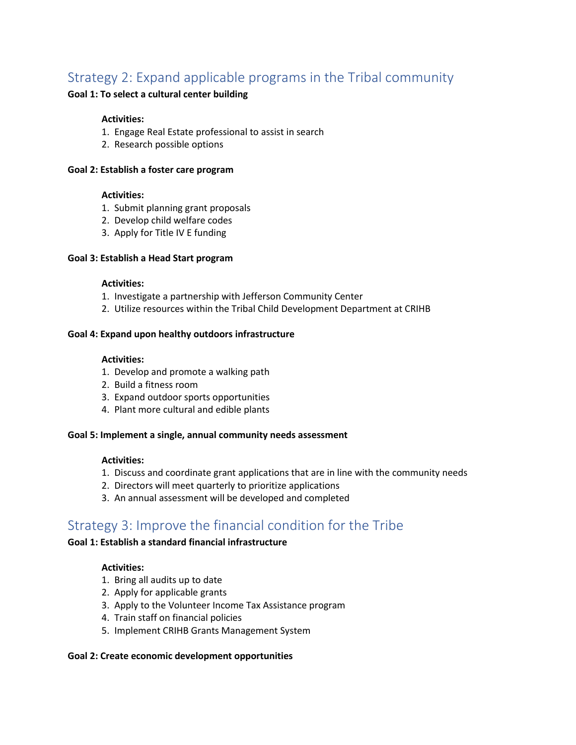## Strategy 2: Expand applicable programs in the Tribal community

**Goal 1: To select a cultural center building**

**Activities:**

1. Engage Real Estate professional to assist in search
2. Research possible options

**Goal 2: Establish a foster care program**

**Activities:**

1. Submit planning grant proposals
2. Develop child welfare codes
3. Apply for Title IV E funding

**Goal 3: Establish a Head Start program**

**Activities:**

1. Investigate a partnership with Jefferson Community Center
2. Utilize resources within the Tribal Child Development Department at CRIHB

**Goal 4: Expand upon healthy outdoors infrastructure**

**Activities:**

1. Develop and promote a walking path
2. Build a fitness room
3. Expand outdoor sports opportunities
4. Plant more cultural and edible plants

**Goal 5: Implement a single, annual community needs assessment**

**Activities:**

1. Discuss and coordinate grant applications that are in line with the community needs
2. Directors will meet quarterly to prioritize applications
3. An annual assessment will be developed and completed

## Strategy 3: Improve the financial condition for the Tribe

**Goal 1: Establish a standard financial infrastructure**

**Activities:**

1. Bring all audits up to date
2. Apply for applicable grants
3. Apply to the Volunteer Income Tax Assistance program
4. Train staff on financial policies
5. Implement CRIHB Grants Management System

**Goal 2: Create economic development opportunities**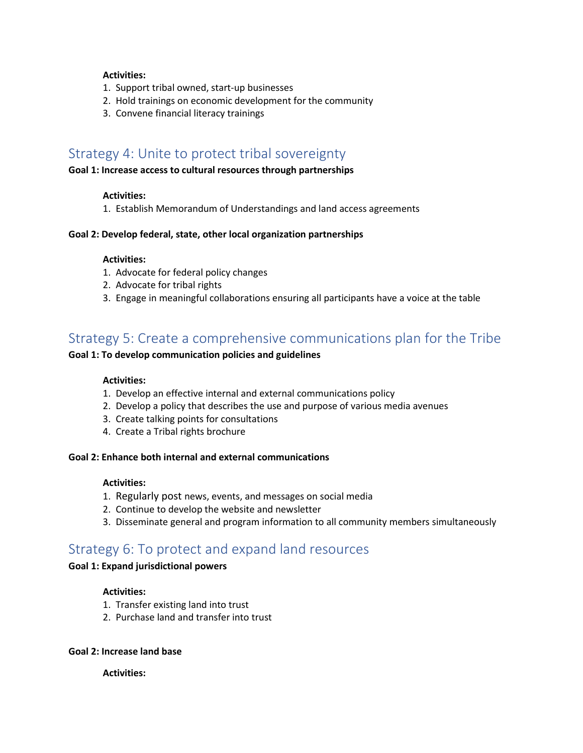**Activities:**

1. Support tribal owned, start-up businesses
2. Hold trainings on economic development for the community
3. Convene financial literacy trainings

## Strategy 4: Unite to protect tribal sovereignty

**Goal 1: Increase access to cultural resources through partnerships**

**Activities:**

1. Establish Memorandum of Understandings and land access agreements

**Goal 2: Develop federal, state, other local organization partnerships**

**Activities:**

1. Advocate for federal policy changes
2. Advocate for tribal rights
3. Engage in meaningful collaborations ensuring all participants have a voice at the table

## Strategy 5: Create a comprehensive communications plan for the Tribe

**Goal 1: To develop communication policies and guidelines**

**Activities:**

1. Develop an effective internal and external communications policy
2. Develop a policy that describes the use and purpose of various media avenues
3. Create talking points for consultations
4. Create a Tribal rights brochure

**Goal 2: Enhance both internal and external communications**

**Activities:**

1. Regularly post news, events, and messages on social media
2. Continue to develop the website and newsletter
3. Disseminate general and program information to all community members simultaneously

## Strategy 6: To protect and expand land resources

**Goal 1: Expand jurisdictional powers**

**Activities:**

1. Transfer existing land into trust
2. Purchase land and transfer into trust

**Goal 2: Increase land base**

**Activities:**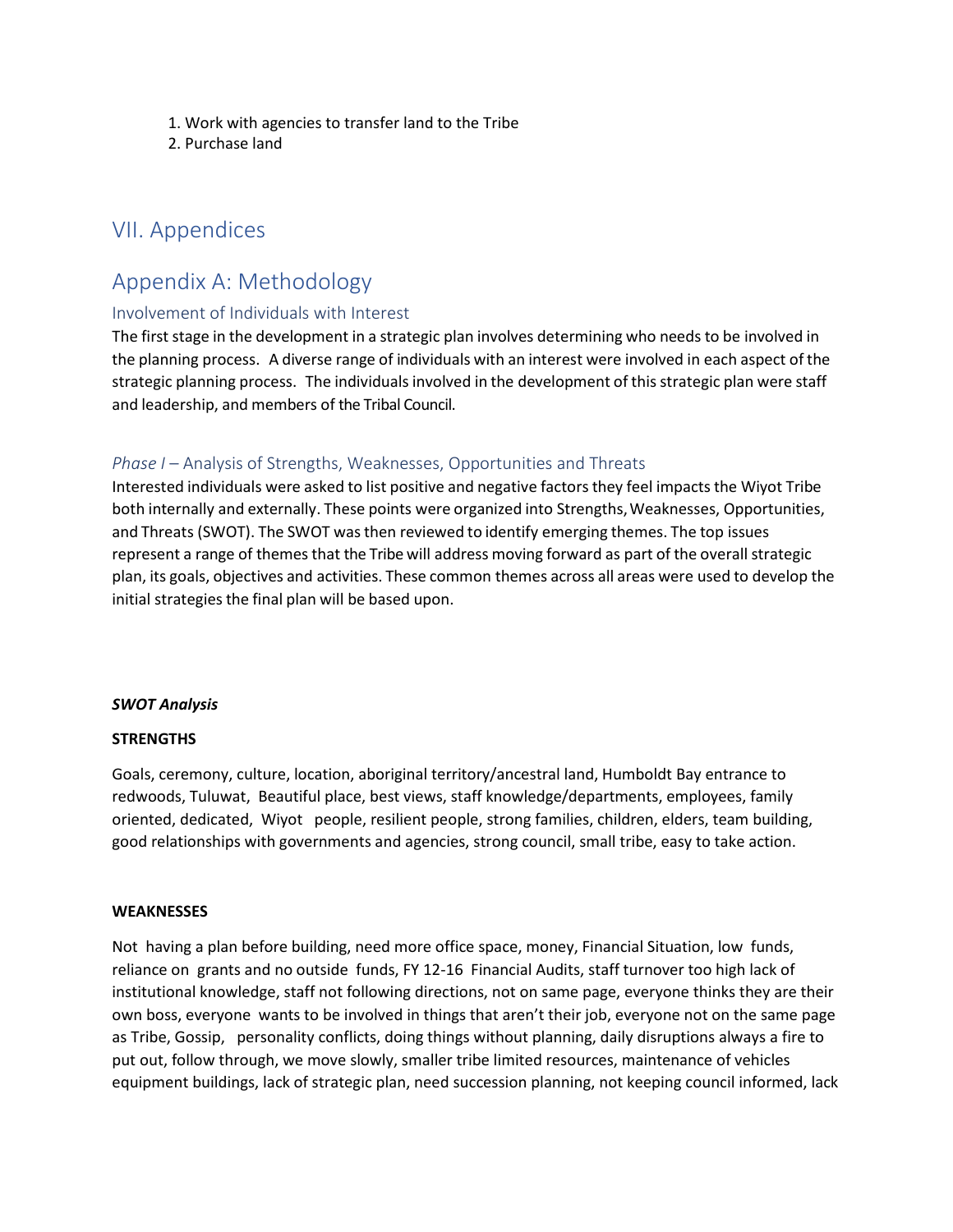1. Work with agencies to transfer land to the Tribe
2. Purchase land

# VII. Appendices

## Appendix A: Methodology

### Involvement of Individuals with Interest

The first stage in the development in a strategic plan involves determining who needs to be involved in the planning process. A diverse range of individuals with an interest were involved in each aspect of the strategic planning process. The individuals involved in the development of this strategic plan were staff and leadership, and members of the Tribal Council.

### *Phase I* – Analysis of Strengths, Weaknesses, Opportunities and Threats

Interested individuals were asked to list positive and negative factors they feel impacts the Wiyot Tribe both internally and externally. These points were organized into Strengths, Weaknesses, Opportunities, and Threats (SWOT). The SWOT was then reviewed to identify emerging themes. The top issues represent a range of themes that the Tribe will address moving forward as part of the overall strategic plan, its goals, objectives and activities. These common themes across all areas were used to develop the initial strategies the final plan will be based upon.

***SWOT Analysis***

**STRENGTHS**

Goals, ceremony, culture, location, aboriginal territory/ancestral land, Humboldt Bay entrance to redwoods, Tuluwat, Beautiful place, best views, staff knowledge/departments, employees, family oriented, dedicated, Wiyot people, resilient people, strong families, children, elders, team building, good relationships with governments and agencies, strong council, small tribe, easy to take action.

**WEAKNESSES**

Not having a plan before building, need more office space, money, Financial Situation, low funds, reliance on grants and no outside funds, FY 12-16 Financial Audits, staff turnover too high lack of institutional knowledge, staff not following directions, not on same page, everyone thinks they are their own boss, everyone wants to be involved in things that aren't their job, everyone not on the same page as Tribe, Gossip, personality conflicts, doing things without planning, daily disruptions always a fire to put out, follow through, we move slowly, smaller tribe limited resources, maintenance of vehicles equipment buildings, lack of strategic plan, need succession planning, not keeping council informed, lack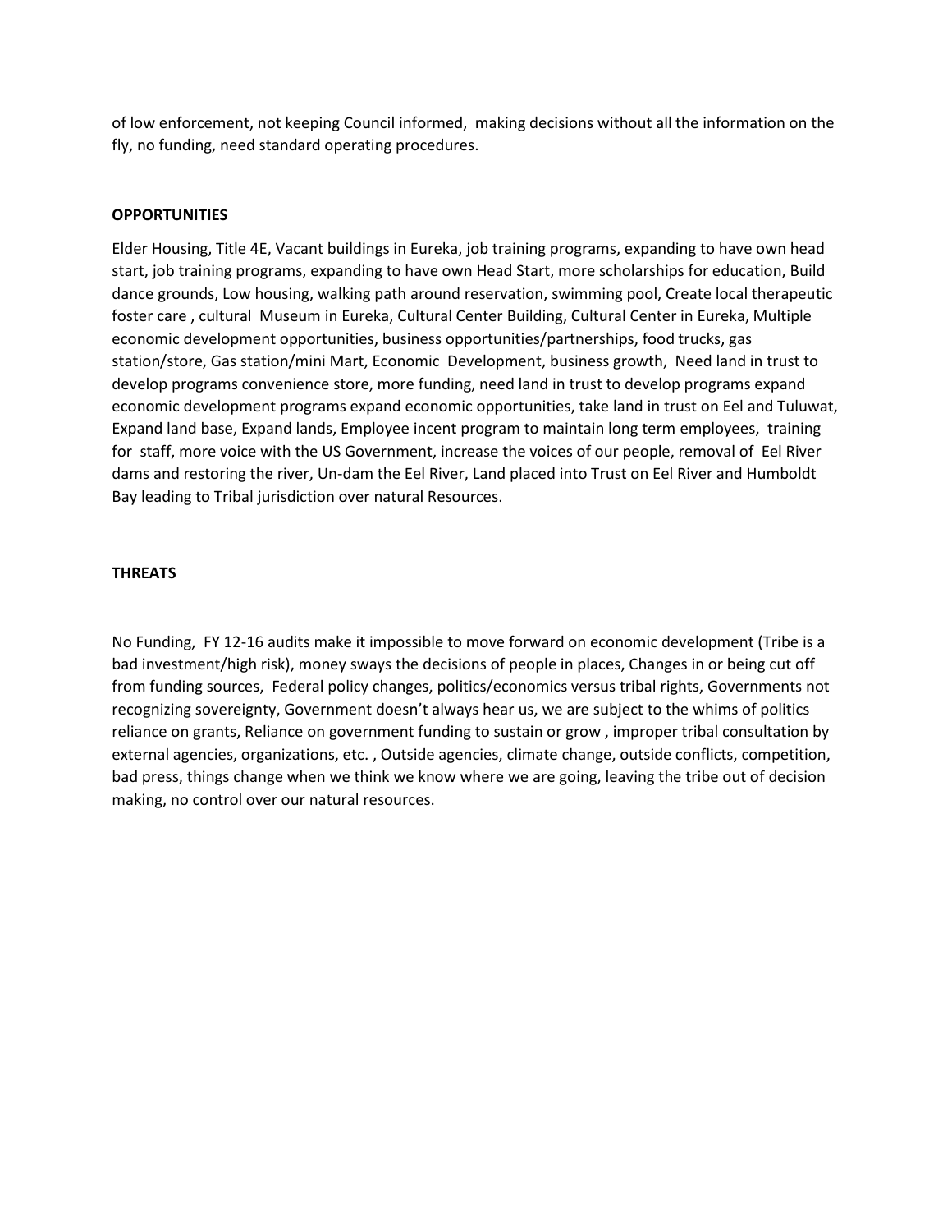of low enforcement, not keeping Council informed, making decisions without all the information on the fly, no funding, need standard operating procedures.

**OPPORTUNITIES**

Elder Housing, Title 4E, Vacant buildings in Eureka, job training programs, expanding to have own head start, job training programs, expanding to have own Head Start, more scholarships for education, Build dance grounds, Low housing, walking path around reservation, swimming pool, Create local therapeutic foster care , cultural Museum in Eureka, Cultural Center Building, Cultural Center in Eureka, Multiple economic development opportunities, business opportunities/partnerships, food trucks, gas station/store, Gas station/mini Mart, Economic Development, business growth, Need land in trust to develop programs convenience store, more funding, need land in trust to develop programs expand economic development programs expand economic opportunities, take land in trust on Eel and Tuluwat, Expand land base, Expand lands, Employee incent program to maintain long term employees, training for staff, more voice with the US Government, increase the voices of our people, removal of Eel River dams and restoring the river, Un-dam the Eel River, Land placed into Trust on Eel River and Humboldt Bay leading to Tribal jurisdiction over natural Resources.

**THREATS**

No Funding, FY 12-16 audits make it impossible to move forward on economic development (Tribe is a bad investment/high risk), money sways the decisions of people in places, Changes in or being cut off from funding sources, Federal policy changes, politics/economics versus tribal rights, Governments not recognizing sovereignty, Government doesn't always hear us, we are subject to the whims of politics reliance on grants, Reliance on government funding to sustain or grow , improper tribal consultation by external agencies, organizations, etc. , Outside agencies, climate change, outside conflicts, competition, bad press, things change when we think we know where we are going, leaving the tribe out of decision making, no control over our natural resources.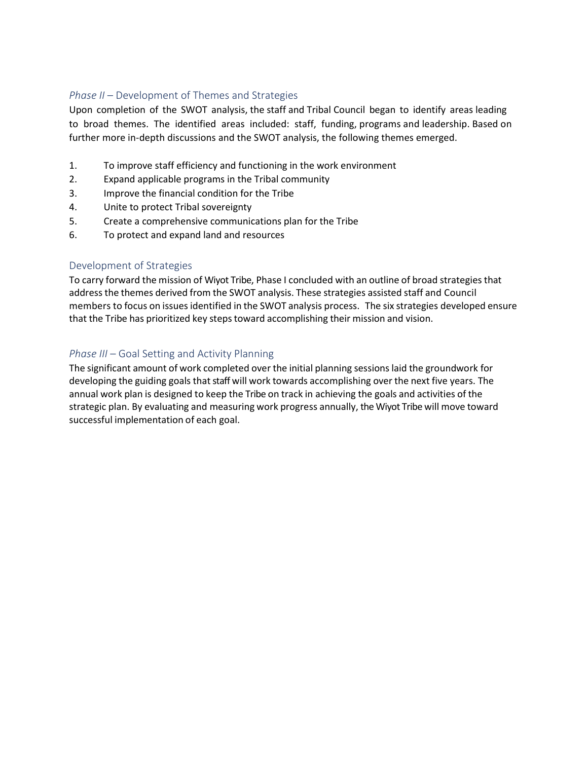## *Phase II* – Development of Themes and Strategies

Upon completion of the SWOT analysis, the staff and Tribal Council began to identify areas leading to broad themes. The identified areas included: staff, funding, programs and leadership. Based on further more in-depth discussions and the SWOT analysis, the following themes emerged.

1. To improve staff efficiency and functioning in the work environment
2. Expand applicable programs in the Tribal community
3. Improve the financial condition for the Tribe
4. Unite to protect Tribal sovereignty
5. Create a comprehensive communications plan for the Tribe
6. To protect and expand land and resources

## Development of Strategies

To carry forward the mission of Wiyot Tribe, Phase I concluded with an outline of broad strategies that address the themes derived from the SWOT analysis. These strategies assisted staff and Council members to focus on issues identified in the SWOT analysis process. The six strategies developed ensure that the Tribe has prioritized key steps toward accomplishing their mission and vision.

## *Phase III* – Goal Setting and Activity Planning

The significant amount of work completed over the initial planning sessions laid the groundwork for developing the guiding goals that staff will work towards accomplishing over the next five years. The annual work plan is designed to keep the Tribe on track in achieving the goals and activities of the strategic plan. By evaluating and measuring work progress annually, the Wiyot Tribe will move toward successful implementation of each goal.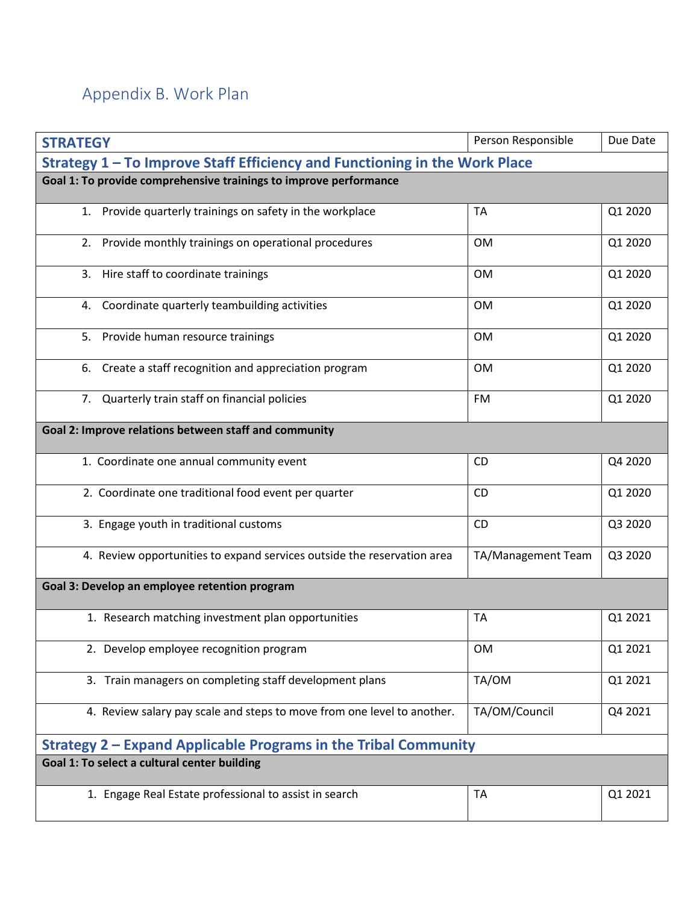## Appendix B. Work Plan

| STRATEGY | Person Responsible | Due Date |
|---|---|---|
| **Strategy 1 – To Improve Staff Efficiency and Functioning in the Work Place** | | |
| **Goal 1: To provide comprehensive trainings to improve performance** | | |
| 1. Provide quarterly trainings on safety in the workplace | TA | Q1 2020 |
| 2. Provide monthly trainings on operational procedures | OM | Q1 2020 |
| 3. Hire staff to coordinate trainings | OM | Q1 2020 |
| 4. Coordinate quarterly teambuilding activities | OM | Q1 2020 |
| 5. Provide human resource trainings | OM | Q1 2020 |
| 6. Create a staff recognition and appreciation program | OM | Q1 2020 |
| 7. Quarterly train staff on financial policies | FM | Q1 2020 |
| **Goal 2: Improve relations between staff and community** | | |
| 1. Coordinate one annual community event | CD | Q4 2020 |
| 2. Coordinate one traditional food event per quarter | CD | Q1 2020 |
| 3. Engage youth in traditional customs | CD | Q3 2020 |
| 4. Review opportunities to expand services outside the reservation area | TA/Management Team | Q3 2020 |
| **Goal 3: Develop an employee retention program** | | |
| 1. Research matching investment plan opportunities | TA | Q1 2021 |
| 2. Develop employee recognition program | OM | Q1 2021 |
| 3. Train managers on completing staff development plans | TA/OM | Q1 2021 |
| 4. Review salary pay scale and steps to move from one level to another. | TA/OM/Council | Q4 2021 |
| **Strategy 2 – Expand Applicable Programs in the Tribal Community** | | |
| **Goal 1: To select a cultural center building** | | |
| 1. Engage Real Estate professional to assist in search | TA | Q1 2021 |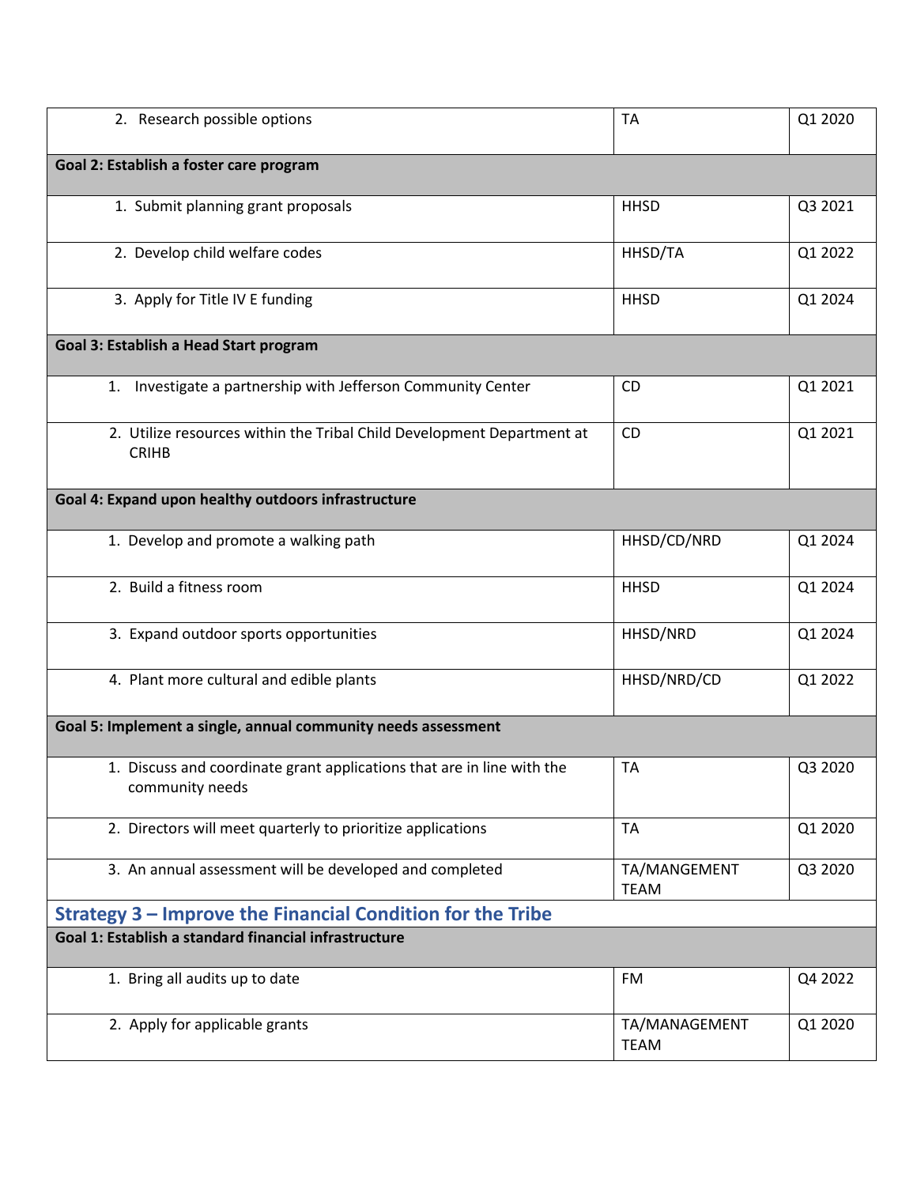| | | |
|---|---|---|
| 2. Research possible options | TA | Q1 2020 |
| **Goal 2: Establish a foster care program** | | |
| 1. Submit planning grant proposals | HHSD | Q3 2021 |
| 2. Develop child welfare codes | HHSD/TA | Q1 2022 |
| 3. Apply for Title IV E funding | HHSD | Q1 2024 |
| **Goal 3: Establish a Head Start program** | | |
| 1. Investigate a partnership with Jefferson Community Center | CD | Q1 2021 |
| 2. Utilize resources within the Tribal Child Development Department at CRIHB | CD | Q1 2021 |
| **Goal 4: Expand upon healthy outdoors infrastructure** | | |
| 1. Develop and promote a walking path | HHSD/CD/NRD | Q1 2024 |
| 2. Build a fitness room | HHSD | Q1 2024 |
| 3. Expand outdoor sports opportunities | HHSD/NRD | Q1 2024 |
| 4. Plant more cultural and edible plants | HHSD/NRD/CD | Q1 2022 |
| **Goal 5: Implement a single, annual community needs assessment** | | |
| 1. Discuss and coordinate grant applications that are in line with the community needs | TA | Q3 2020 |
| 2. Directors will meet quarterly to prioritize applications | TA | Q1 2020 |
| 3. An annual assessment will be developed and completed | TA/MANGEMENT TEAM | Q3 2020 |

## Strategy 3 – Improve the Financial Condition for the Tribe

| | | |
|---|---|---|
| **Goal 1: Establish a standard financial infrastructure** | | |
| 1. Bring all audits up to date | FM | Q4 2022 |
| 2. Apply for applicable grants | TA/MANAGEMENT TEAM | Q1 2020 |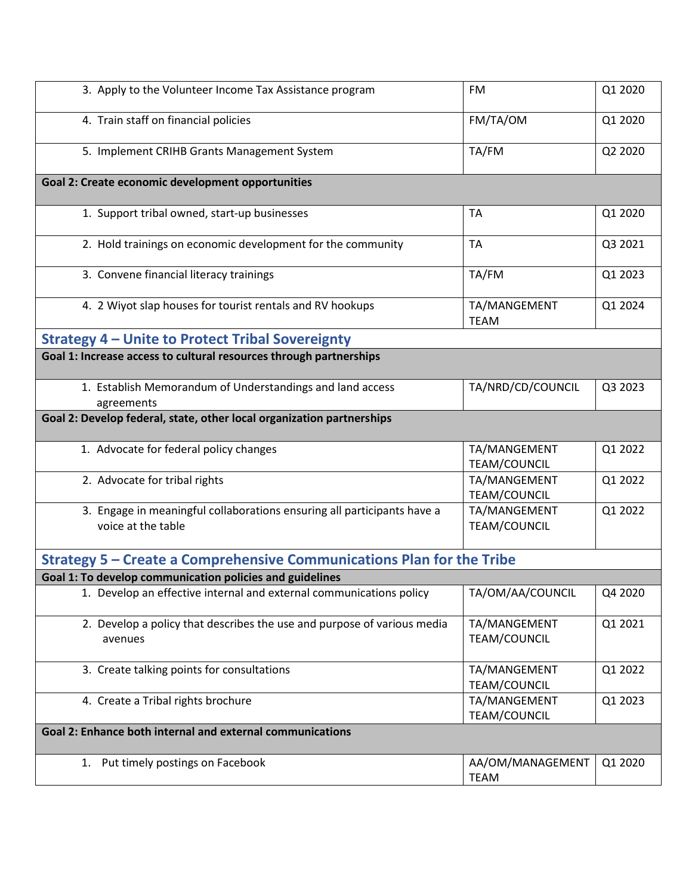| | | |
|---|---|---|
| 3. Apply to the Volunteer Income Tax Assistance program | FM | Q1 2020 |
| 4. Train staff on financial policies | FM/TA/OM | Q1 2020 |
| 5. Implement CRIHB Grants Management System | TA/FM | Q2 2020 |
| **Goal 2: Create economic development opportunities** | | |
| 1. Support tribal owned, start-up businesses | TA | Q1 2020 |
| 2. Hold trainings on economic development for the community | TA | Q3 2021 |
| 3. Convene financial literacy trainings | TA/FM | Q1 2023 |
| 4. 2 Wiyot slap houses for tourist rentals and RV hookups | TA/MANGEMENT TEAM | Q1 2024 |

## Strategy 4 – Unite to Protect Tribal Sovereignty

| | | |
|---|---|---|
| **Goal 1: Increase access to cultural resources through partnerships** | | |
| 1. Establish Memorandum of Understandings and land access agreements | TA/NRD/CD/COUNCIL | Q3 2023 |
| **Goal 2: Develop federal, state, other local organization partnerships** | | |
| 1. Advocate for federal policy changes | TA/MANGEMENT TEAM/COUNCIL | Q1 2022 |
| 2. Advocate for tribal rights | TA/MANGEMENT TEAM/COUNCIL | Q1 2022 |
| 3. Engage in meaningful collaborations ensuring all participants have a voice at the table | TA/MANGEMENT TEAM/COUNCIL | Q1 2022 |

## Strategy 5 – Create a Comprehensive Communications Plan for the Tribe

| | | |
|---|---|---|
| **Goal 1: To develop communication policies and guidelines** | | |
| 1. Develop an effective internal and external communications policy | TA/OM/AA/COUNCIL | Q4 2020 |
| 2. Develop a policy that describes the use and purpose of various media avenues | TA/MANGEMENT TEAM/COUNCIL | Q1 2021 |
| 3. Create talking points for consultations | TA/MANGEMENT TEAM/COUNCIL | Q1 2022 |
| 4. Create a Tribal rights brochure | TA/MANGEMENT TEAM/COUNCIL | Q1 2023 |
| **Goal 2: Enhance both internal and external communications** | | |
| 1. Put timely postings on Facebook | AA/OM/MANAGEMENT TEAM | Q1 2020 |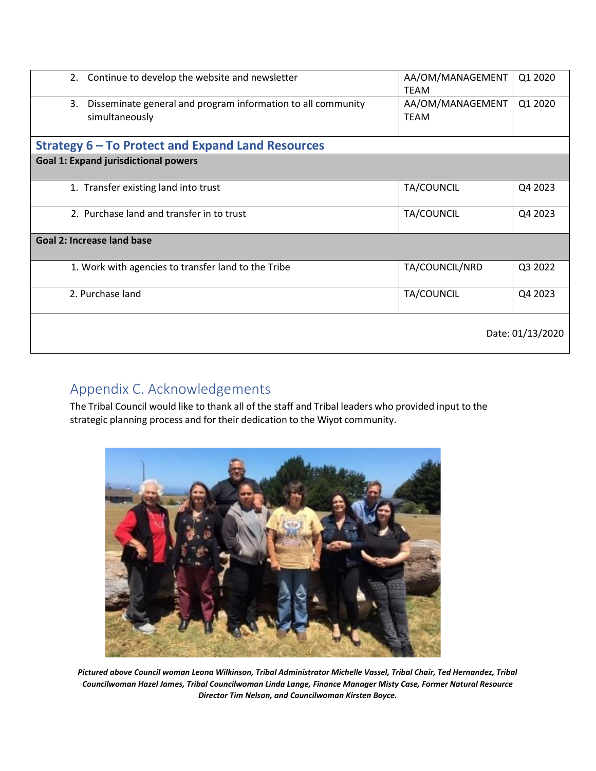| | | |
|---|---|---|
| 2. Continue to develop the website and newsletter | AA/OM/MANAGEMENT TEAM | Q1 2020 |
| 3. Disseminate general and program information to all community simultaneously | AA/OM/MANAGEMENT TEAM | Q1 2020 |
| **Strategy 6 – To Protect and Expand Land Resources** | | |
| **Goal 1: Expand jurisdictional powers** | | |
| 1. Transfer existing land into trust | TA/COUNCIL | Q4 2023 |
| 2. Purchase land and transfer in to trust | TA/COUNCIL | Q4 2023 |
| **Goal 2: Increase land base** | | |
| 1. Work with agencies to transfer land to the Tribe | TA/COUNCIL/NRD | Q3 2022 |
| 2. Purchase land | TA/COUNCIL | Q4 2023 |
| | | Date: 01/13/2020 |

## Appendix C. Acknowledgements

The Tribal Council would like to thank all of the staff and Tribal leaders who provided input to the strategic planning process and for their dedication to the Wiyot community.

***Pictured above Council woman Leona Wilkinson, Tribal Administrator Michelle Vassel, Tribal Chair, Ted Hernandez, Tribal Councilwoman Hazel James, Tribal Councilwoman Linda Lange, Finance Manager Misty Case, Former Natural Resource Director Tim Nelson, and Councilwoman Kirsten Boyce.***